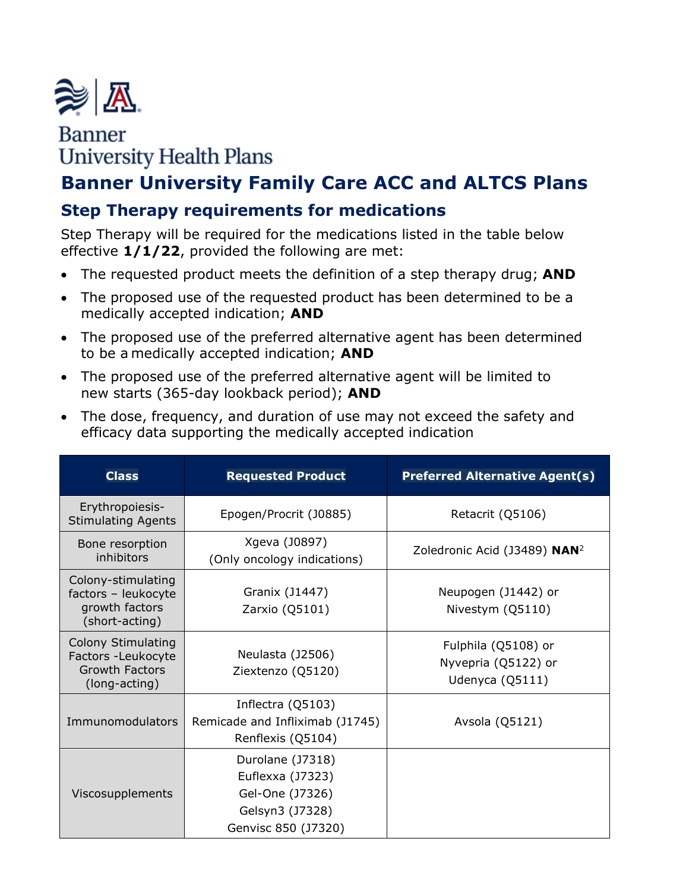Banner
University Health Plans

# Banner University Family Care ACC and ALTCS Plans

## Step Therapy requirements for medications

Step Therapy will be required for the medications listed in the table below effective **1/1/22**, provided the following are met:

- The requested product meets the definition of a step therapy drug; **AND**
- The proposed use of the requested product has been determined to be a medically accepted indication; **AND**
- The proposed use of the preferred alternative agent has been determined to be a medically accepted indication; **AND**
- The proposed use of the preferred alternative agent will be limited to new starts (365-day lookback period); **AND**
- The dose, frequency, and duration of use may not exceed the safety and efficacy data supporting the medically accepted indication

| Class | Requested Product | Preferred Alternative Agent(s) |
|---|---|---|
| Erythropoiesis-Stimulating Agents | Epogen/Procrit (J0885) | Retacrit (Q5106) |
| Bone resorption inhibitors | Xgeva (J0897)<br>(Only oncology indications) | Zoledronic Acid (J3489) **NAN**[2] |
| Colony-stimulating factors – leukocyte growth factors (short-acting) | Granix (J1447)<br>Zarxio (Q5101) | Neupogen (J1442) or<br>Nivestym (Q5110) |
| Colony Stimulating Factors -Leukocyte Growth Factors (long-acting) | Neulasta (J2506)<br>Ziextenzo (Q5120) | Fulphila (Q5108) or<br>Nyvepria (Q5122) or<br>Udenyca (Q5111) |
| Immunomodulators | Inflectra (Q5103)<br>Remicade and Infliximab (J1745)<br>Renflexis (Q5104) | Avsola (Q5121) |
| Viscosupplements | Durolane (J7318)<br>Euflexxa (J7323)<br>Gel-One (J7326)<br>Gelsyn3 (J7328)<br>Genvisc 850 (J7320) | |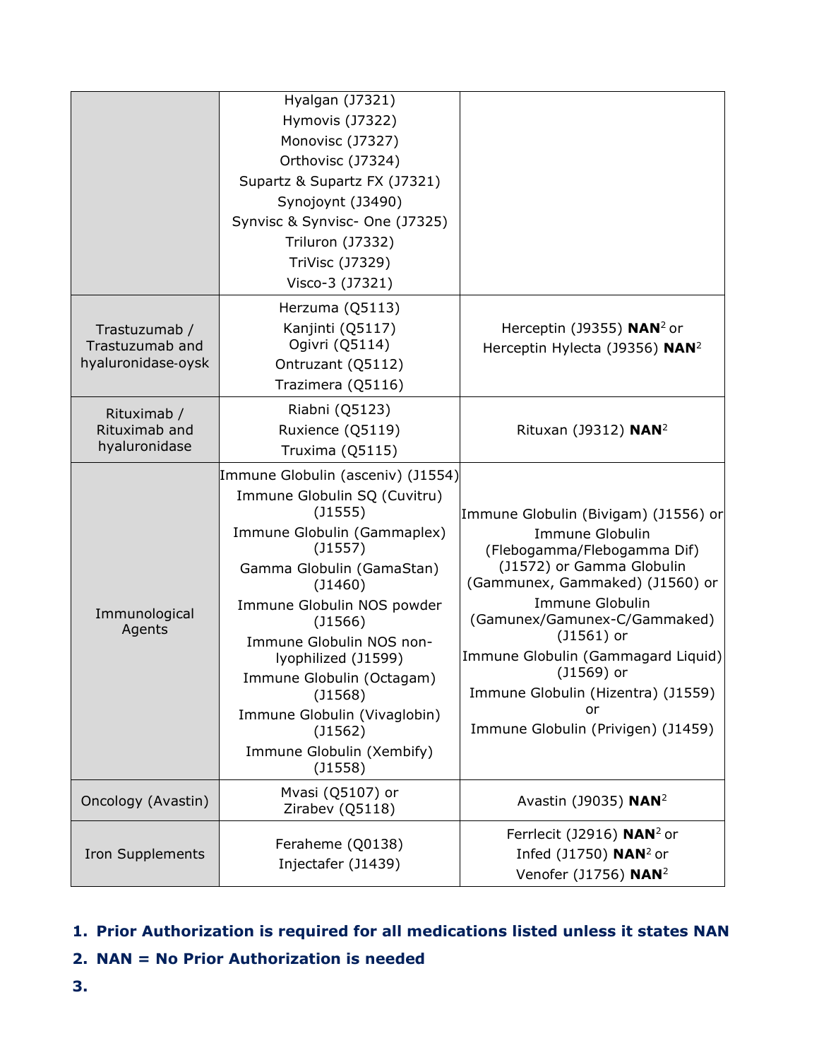| | | |
|---|---|---|
| | Hyalgan (J7321)<br>Hymovis (J7322)<br>Monovisc (J7327)<br>Orthovisc (J7324)<br>Supartz & Supartz FX (J7321)<br>Synojoynt (J3490)<br>Synvisc & Synvisc- One (J7325)<br>Triluron (J7332)<br>TriVisc (J7329)<br>Visco-3 (J7321) | |
| Trastuzumab / Trastuzumab and hyaluronidase-oysk | Herzuma (Q5113)<br>Kanjinti (Q5117)<br>Ogivri (Q5114)<br>Ontruzant (Q5112)<br>Trazimera (Q5116) | Herceptin (J9355) **NAN**[2] or<br>Herceptin Hylecta (J9356) **NAN**[2] |
| Rituximab / Rituximab and hyaluronidase | Riabni (Q5123)<br>Ruxience (Q5119)<br>Truxima (Q5115) | Rituxan (J9312) **NAN**[2] |
| Immunological Agents | Immune Globulin (asceniv) (J1554)<br>Immune Globulin SQ (Cuvitru) (J1555)<br>Immune Globulin (Gammaplex) (J1557)<br>Gamma Globulin (GamaStan) (J1460)<br>Immune Globulin NOS powder (J1566)<br>Immune Globulin NOS non-lyophilized (J1599)<br>Immune Globulin (Octagam) (J1568)<br>Immune Globulin (Vivaglobin) (J1562)<br>Immune Globulin (Xembify) (J1558) | Immune Globulin (Bivigam) (J1556) or<br>Immune Globulin (Flebogamma/Flebogamma Dif) (J1572) or Gamma Globulin (Gammunex, Gammaked) (J1560) or<br>Immune Globulin (Gamunex/Gamunex-C/Gammaked) (J1561) or<br>Immune Globulin (Gammagard Liquid) (J1569) or<br>Immune Globulin (Hizentra) (J1559) or<br>Immune Globulin (Privigen) (J1459) |
| Oncology (Avastin) | Mvasi (Q5107) or<br>Zirabev (Q5118) | Avastin (J9035) **NAN**[2] |
| Iron Supplements | Feraheme (Q0138)<br>Injectafer (J1439) | Ferrlecit (J2916) **NAN**[2] or<br>Infed (J1750) **NAN**[2] or<br>Venofer (J1756) **NAN**[2] |

1. **Prior Authorization is required for all medications listed unless it states NAN**
2. **NAN = No Prior Authorization is needed**
3.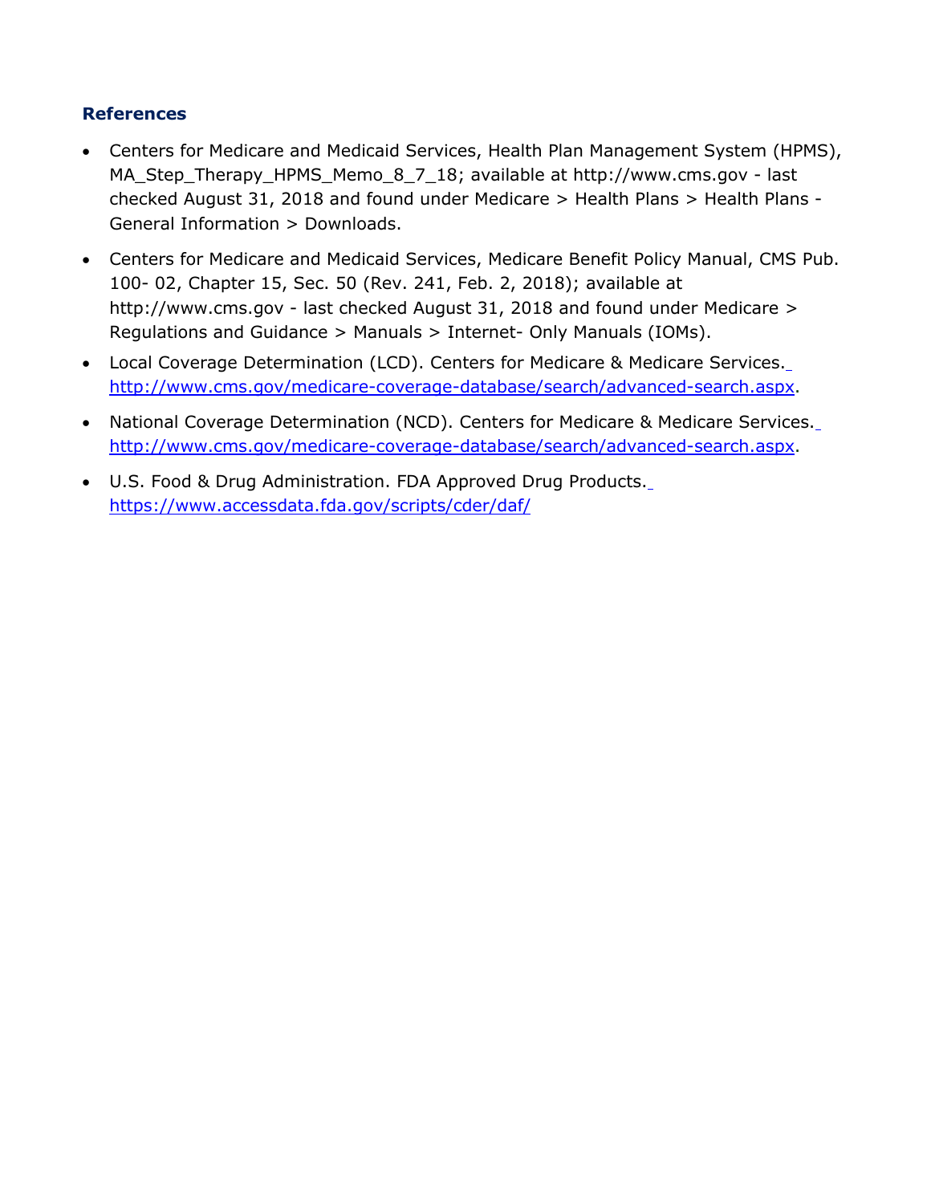### References

- Centers for Medicare and Medicaid Services, Health Plan Management System (HPMS), MA_Step_Therapy_HPMS_Memo_8_7_18; available at http://www.cms.gov - last checked August 31, 2018 and found under Medicare > Health Plans > Health Plans - General Information > Downloads.
- Centers for Medicare and Medicaid Services, Medicare Benefit Policy Manual, CMS Pub. 100- 02, Chapter 15, Sec. 50 (Rev. 241, Feb. 2, 2018); available at http://www.cms.gov - last checked August 31, 2018 and found under Medicare > Regulations and Guidance > Manuals > Internet- Only Manuals (IOMs).
- Local Coverage Determination (LCD). Centers for Medicare & Medicare Services. http://www.cms.gov/medicare-coverage-database/search/advanced-search.aspx.
- National Coverage Determination (NCD). Centers for Medicare & Medicare Services. http://www.cms.gov/medicare-coverage-database/search/advanced-search.aspx.
- U.S. Food & Drug Administration. FDA Approved Drug Products. https://www.accessdata.fda.gov/scripts/cder/daf/